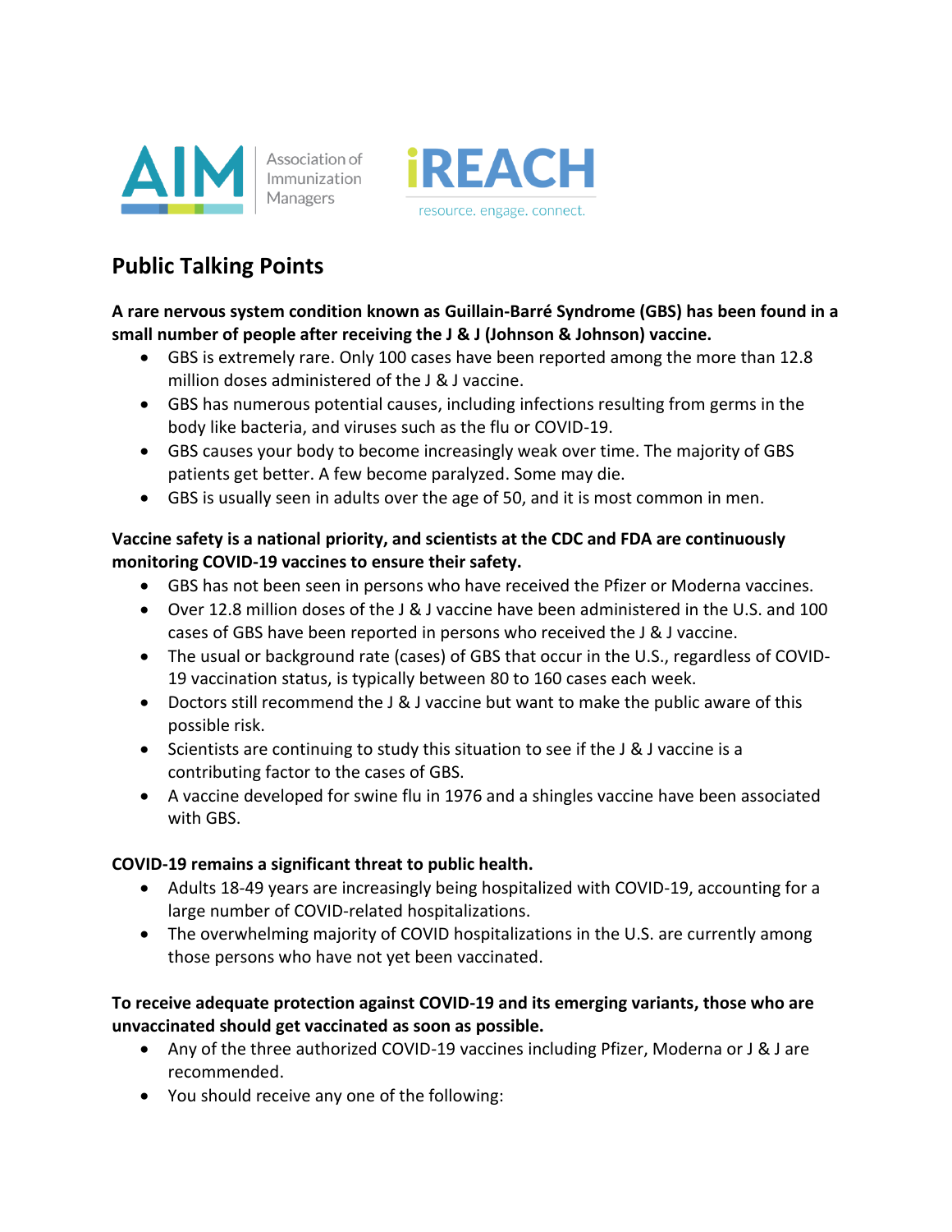Association of Immunization Managers

iREACH resource. engage. connect.

## Public Talking Points

**A rare nervous system condition known as Guillain-Barré Syndrome (GBS) has been found in a small number of people after receiving the J & J (Johnson & Johnson) vaccine.**

- GBS is extremely rare. Only 100 cases have been reported among the more than 12.8 million doses administered of the J & J vaccine.
- GBS has numerous potential causes, including infections resulting from germs in the body like bacteria, and viruses such as the flu or COVID-19.
- GBS causes your body to become increasingly weak over time. The majority of GBS patients get better. A few become paralyzed. Some may die.
- GBS is usually seen in adults over the age of 50, and it is most common in men.

**Vaccine safety is a national priority, and scientists at the CDC and FDA are continuously monitoring COVID-19 vaccines to ensure their safety.**

- GBS has not been seen in persons who have received the Pfizer or Moderna vaccines.
- Over 12.8 million doses of the J & J vaccine have been administered in the U.S. and 100 cases of GBS have been reported in persons who received the J & J vaccine.
- The usual or background rate (cases) of GBS that occur in the U.S., regardless of COVID-19 vaccination status, is typically between 80 to 160 cases each week.
- Doctors still recommend the J & J vaccine but want to make the public aware of this possible risk.
- Scientists are continuing to study this situation to see if the J & J vaccine is a contributing factor to the cases of GBS.
- A vaccine developed for swine flu in 1976 and a shingles vaccine have been associated with GBS.

**COVID-19 remains a significant threat to public health.**

- Adults 18-49 years are increasingly being hospitalized with COVID-19, accounting for a large number of COVID-related hospitalizations.
- The overwhelming majority of COVID hospitalizations in the U.S. are currently among those persons who have not yet been vaccinated.

**To receive adequate protection against COVID-19 and its emerging variants, those who are unvaccinated should get vaccinated as soon as possible.**

- Any of the three authorized COVID-19 vaccines including Pfizer, Moderna or J & J are recommended.
- You should receive any one of the following: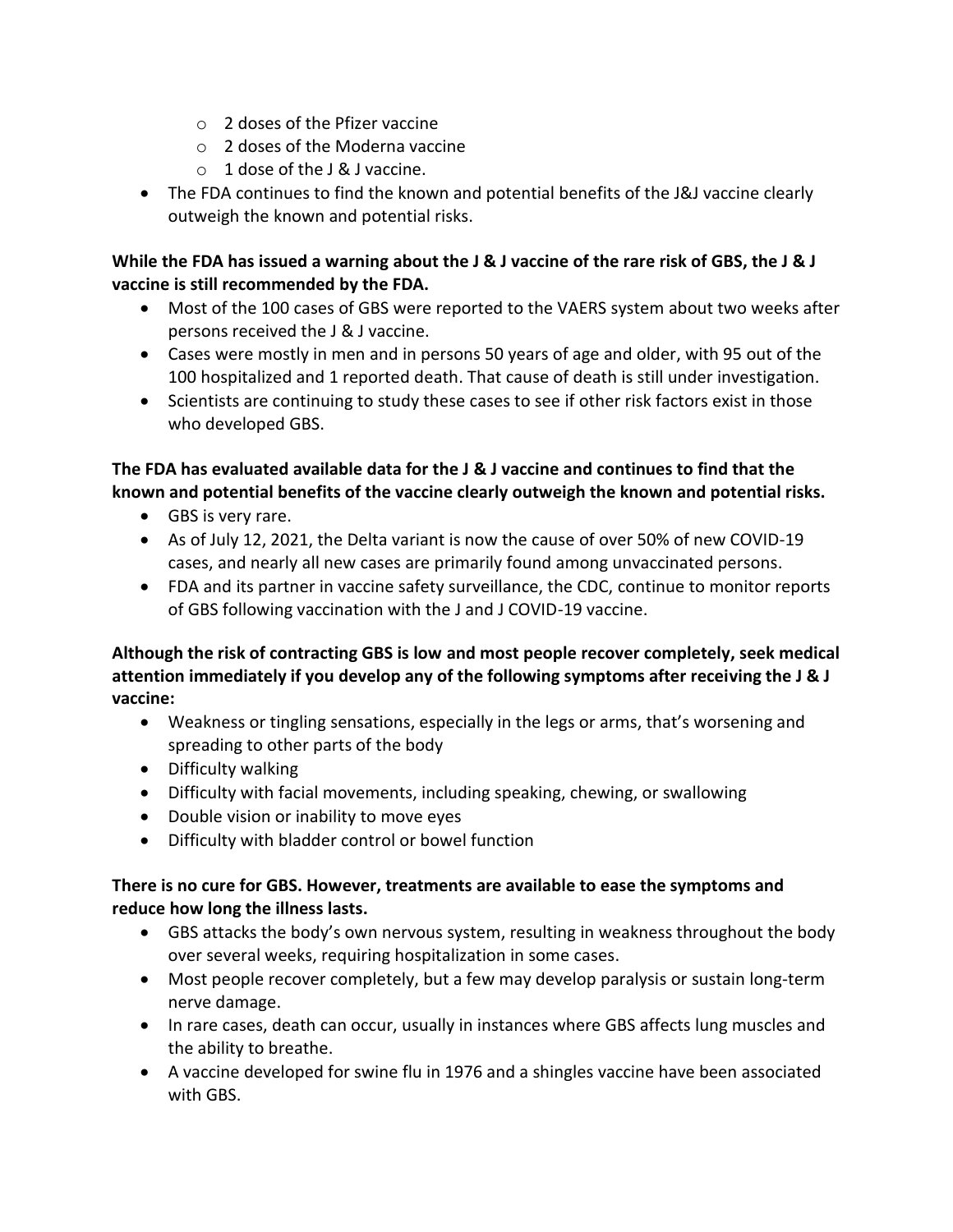- 2 doses of the Pfizer vaccine
  - 2 doses of the Moderna vaccine
  - 1 dose of the J & J vaccine.
- The FDA continues to find the known and potential benefits of the J&J vaccine clearly outweigh the known and potential risks.

**While the FDA has issued a warning about the J & J vaccine of the rare risk of GBS, the J & J vaccine is still recommended by the FDA.**

- Most of the 100 cases of GBS were reported to the VAERS system about two weeks after persons received the J & J vaccine.
- Cases were mostly in men and in persons 50 years of age and older, with 95 out of the 100 hospitalized and 1 reported death. That cause of death is still under investigation.
- Scientists are continuing to study these cases to see if other risk factors exist in those who developed GBS.

**The FDA has evaluated available data for the J & J vaccine and continues to find that the known and potential benefits of the vaccine clearly outweigh the known and potential risks.**

- GBS is very rare.
- As of July 12, 2021, the Delta variant is now the cause of over 50% of new COVID-19 cases, and nearly all new cases are primarily found among unvaccinated persons.
- FDA and its partner in vaccine safety surveillance, the CDC, continue to monitor reports of GBS following vaccination with the J and J COVID-19 vaccine.

**Although the risk of contracting GBS is low and most people recover completely, seek medical attention immediately if you develop any of the following symptoms after receiving the J & J vaccine:**

- Weakness or tingling sensations, especially in the legs or arms, that's worsening and spreading to other parts of the body
- Difficulty walking
- Difficulty with facial movements, including speaking, chewing, or swallowing
- Double vision or inability to move eyes
- Difficulty with bladder control or bowel function

**There is no cure for GBS. However, treatments are available to ease the symptoms and reduce how long the illness lasts.**

- GBS attacks the body's own nervous system, resulting in weakness throughout the body over several weeks, requiring hospitalization in some cases.
- Most people recover completely, but a few may develop paralysis or sustain long-term nerve damage.
- In rare cases, death can occur, usually in instances where GBS affects lung muscles and the ability to breathe.
- A vaccine developed for swine flu in 1976 and a shingles vaccine have been associated with GBS.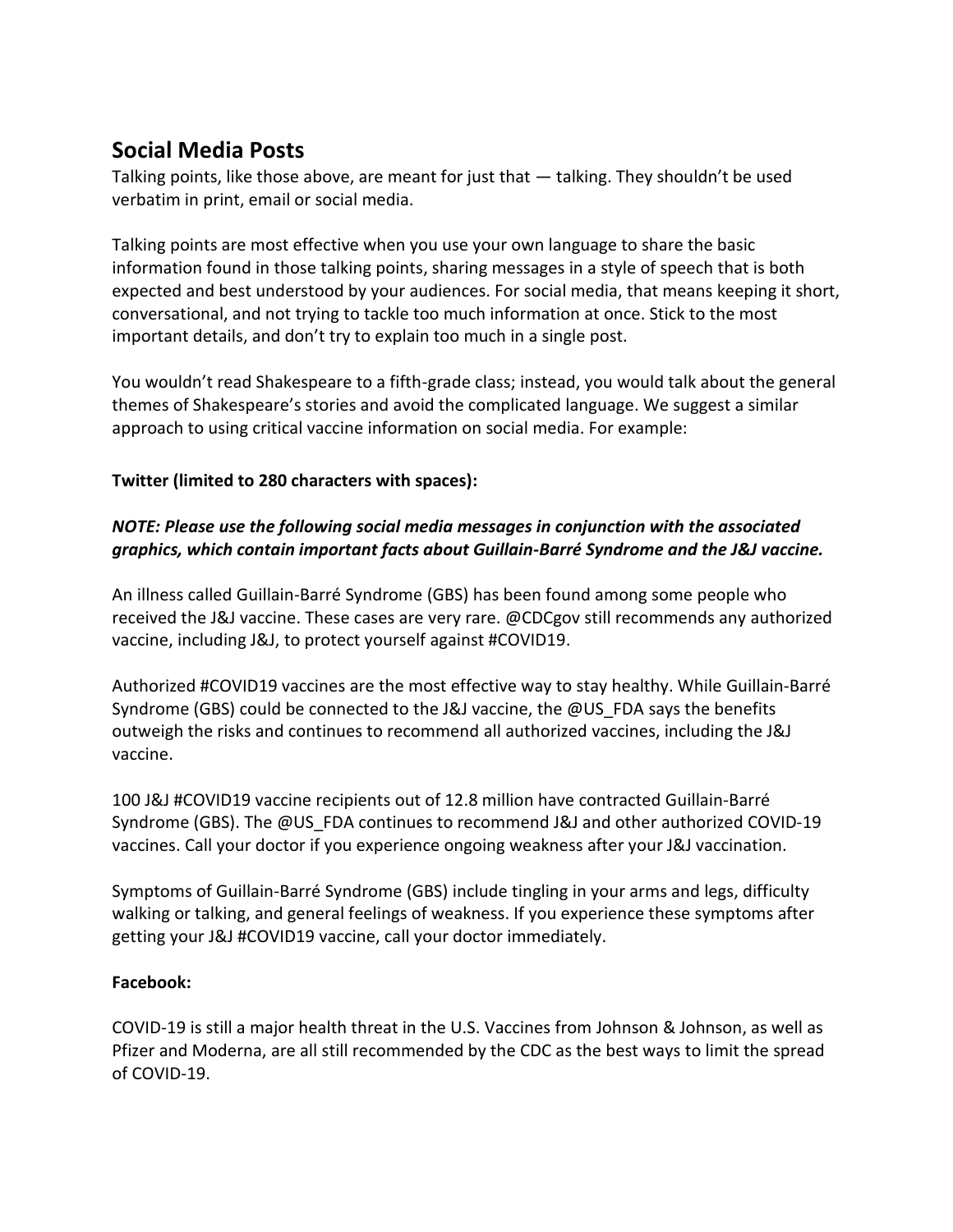## Social Media Posts

Talking points, like those above, are meant for just that — talking. They shouldn't be used verbatim in print, email or social media.

Talking points are most effective when you use your own language to share the basic information found in those talking points, sharing messages in a style of speech that is both expected and best understood by your audiences. For social media, that means keeping it short, conversational, and not trying to tackle too much information at once. Stick to the most important details, and don't try to explain too much in a single post.

You wouldn't read Shakespeare to a fifth-grade class; instead, you would talk about the general themes of Shakespeare's stories and avoid the complicated language. We suggest a similar approach to using critical vaccine information on social media. For example:

**Twitter (limited to 280 characters with spaces):**

***NOTE: Please use the following social media messages in conjunction with the associated graphics, which contain important facts about Guillain-Barré Syndrome and the J&J vaccine.***

An illness called Guillain-Barré Syndrome (GBS) has been found among some people who received the J&J vaccine. These cases are very rare. @CDCgov still recommends any authorized vaccine, including J&J, to protect yourself against #COVID19.

Authorized #COVID19 vaccines are the most effective way to stay healthy. While Guillain-Barré Syndrome (GBS) could be connected to the J&J vaccine, the @US_FDA says the benefits outweigh the risks and continues to recommend all authorized vaccines, including the J&J vaccine.

100 J&J #COVID19 vaccine recipients out of 12.8 million have contracted Guillain-Barré Syndrome (GBS). The @US_FDA continues to recommend J&J and other authorized COVID-19 vaccines. Call your doctor if you experience ongoing weakness after your J&J vaccination.

Symptoms of Guillain-Barré Syndrome (GBS) include tingling in your arms and legs, difficulty walking or talking, and general feelings of weakness. If you experience these symptoms after getting your J&J #COVID19 vaccine, call your doctor immediately.

**Facebook:**

COVID-19 is still a major health threat in the U.S. Vaccines from Johnson & Johnson, as well as Pfizer and Moderna, are all still recommended by the CDC as the best ways to limit the spread of COVID-19.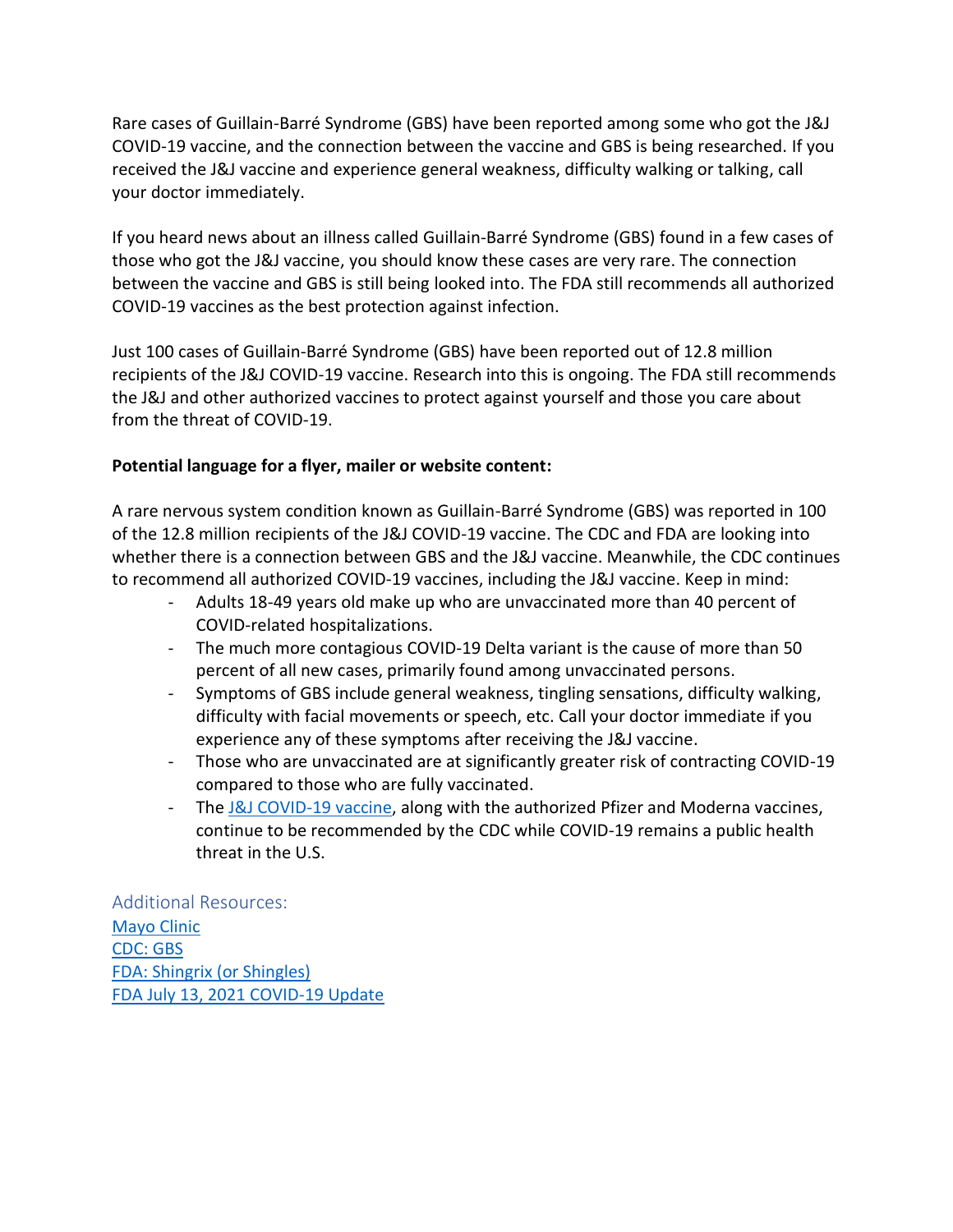Rare cases of Guillain-Barré Syndrome (GBS) have been reported among some who got the J&J COVID-19 vaccine, and the connection between the vaccine and GBS is being researched. If you received the J&J vaccine and experience general weakness, difficulty walking or talking, call your doctor immediately.

If you heard news about an illness called Guillain-Barré Syndrome (GBS) found in a few cases of those who got the J&J vaccine, you should know these cases are very rare. The connection between the vaccine and GBS is still being looked into. The FDA still recommends all authorized COVID-19 vaccines as the best protection against infection.

Just 100 cases of Guillain-Barré Syndrome (GBS) have been reported out of 12.8 million recipients of the J&J COVID-19 vaccine. Research into this is ongoing. The FDA still recommends the J&J and other authorized vaccines to protect against yourself and those you care about from the threat of COVID-19.

**Potential language for a flyer, mailer or website content:**

A rare nervous system condition known as Guillain-Barré Syndrome (GBS) was reported in 100 of the 12.8 million recipients of the J&J COVID-19 vaccine. The CDC and FDA are looking into whether there is a connection between GBS and the J&J vaccine. Meanwhile, the CDC continues to recommend all authorized COVID-19 vaccines, including the J&J vaccine. Keep in mind:

- Adults 18-49 years old make up who are unvaccinated more than 40 percent of COVID-related hospitalizations.
- The much more contagious COVID-19 Delta variant is the cause of more than 50 percent of all new cases, primarily found among unvaccinated persons.
- Symptoms of GBS include general weakness, tingling sensations, difficulty walking, difficulty with facial movements or speech, etc. Call your doctor immediate if you experience any of these symptoms after receiving the J&J vaccine.
- Those who are unvaccinated are at significantly greater risk of contracting COVID-19 compared to those who are fully vaccinated.
- The J&J COVID-19 vaccine, along with the authorized Pfizer and Moderna vaccines, continue to be recommended by the CDC while COVID-19 remains a public health threat in the U.S.

Additional Resources:

Mayo Clinic

CDC: GBS

FDA: Shingrix (or Shingles)

FDA July 13, 2021 COVID-19 Update